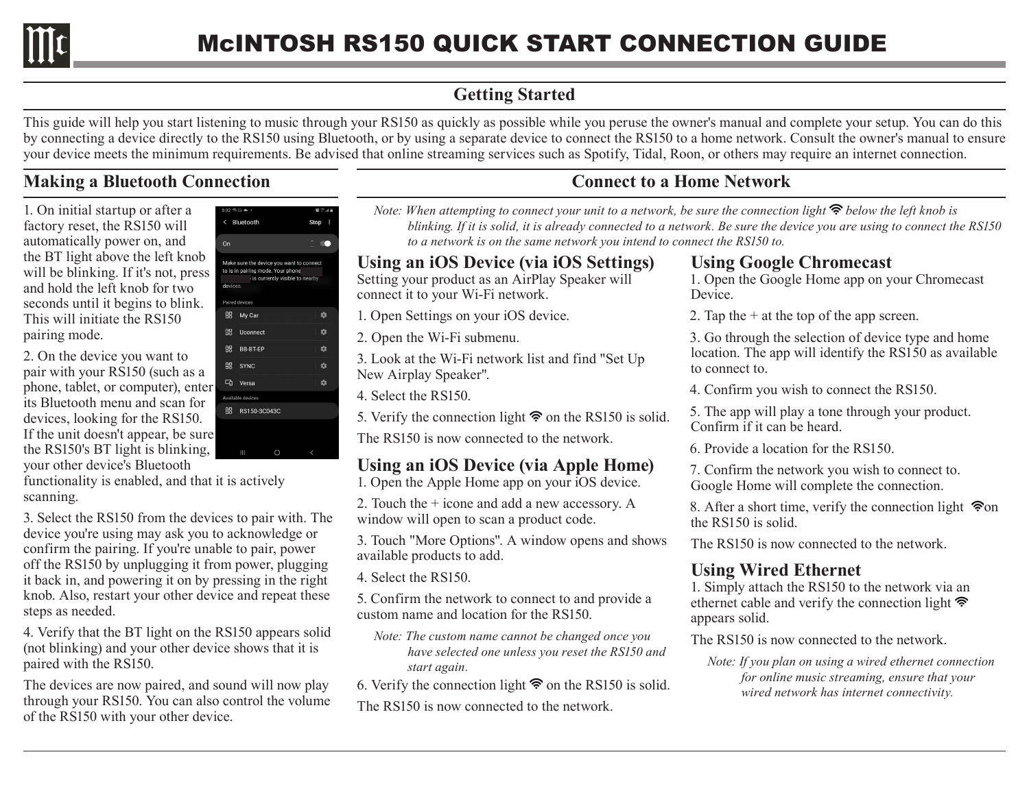# McINTOSH RS150 QUICK START CONNECTION GUIDE

## Getting Started

This guide will help you start listening to music through your RS150 as quickly as possible while you peruse the owner's manual and complete your setup. You can do this by connecting a device directly to the RS150 using Bluetooth, or by using a separate device to connect the RS150 to a home network. Consult the owner's manual to ensure your device meets the minimum requirements. Be advised that online streaming services such as Spotify, Tidal, Roon, or others may require an internet connection.

## Making a Bluetooth Connection

1. On initial startup or after a factory reset, the RS150 will automatically power on, and the BT light above the left knob will be blinking. If it's not, press and hold the left knob for two seconds until it begins to blink. This will initiate the RS150 pairing mode.

2. On the device you want to pair with your RS150 (such as a phone, tablet, or computer), enter its Bluetooth menu and scan for devices, looking for the RS150. If the unit doesn't appear, be sure the RS150's BT light is blinking, your other device's Bluetooth functionality is enabled, and that it is actively scanning.

3. Select the RS150 from the devices to pair with. The device you're using may ask you to acknowledge or confirm the pairing. If you're unable to pair, power off the RS150 by unplugging it from power, plugging it back in, and powering it on by pressing in the right knob. Also, restart your other device and repeat these steps as needed.

4. Verify that the BT light on the RS150 appears solid (not blinking) and your other device shows that it is paired with the RS150.

The devices are now paired, and sound will now play through your RS150. You can also control the volume of the RS150 with your other device.

## Connect to a Home Network

*Note: When attempting to connect your unit to a network, be sure the connection light below the left knob is blinking. If it is solid, it is already connected to a network. Be sure the device you are using to connect the RS150 to a network is on the same network you intend to connect the RS150 to.*

### Using an iOS Device (via iOS Settings)

Setting your product as an AirPlay Speaker will connect it to your Wi-Fi network.

1. Open Settings on your iOS device.

2. Open the Wi-Fi submenu.

3. Look at the Wi-Fi network list and find "Set Up New Airplay Speaker".

4. Select the RS150.

5. Verify the connection light on the RS150 is solid.

The RS150 is now connected to the network.

### Using an iOS Device (via Apple Home)

1. Open the Apple Home app on your iOS device.

2. Touch the + icone and add a new accessory. A window will open to scan a product code.

3. Touch "More Options". A window opens and shows available products to add.

4. Select the RS150.

5. Confirm the network to connect to and provide a custom name and location for the RS150.

*Note: The custom name cannot be changed once you have selected one unless you reset the RS150 and start again.*

6. Verify the connection light on the RS150 is solid.

The RS150 is now connected to the network.

### Using Google Chromecast

1. Open the Google Home app on your Chromecast Device.

2. Tap the + at the top of the app screen.

3. Go through the selection of device type and home location. The app will identify the RS150 as available to connect to.

4. Confirm you wish to connect the RS150.

5. The app will play a tone through your product. Confirm if it can be heard.

6. Provide a location for the RS150.

7. Confirm the network you wish to connect to. Google Home will complete the connection.

8. After a short time, verify the connection light on the RS150 is solid.

The RS150 is now connected to the network.

### Using Wired Ethernet

1. Simply attach the RS150 to the network via an ethernet cable and verify the connection light appears solid.

The RS150 is now connected to the network.

*Note: If you plan on using a wired ethernet connection for online music streaming, ensure that your wired network has internet connectivity.*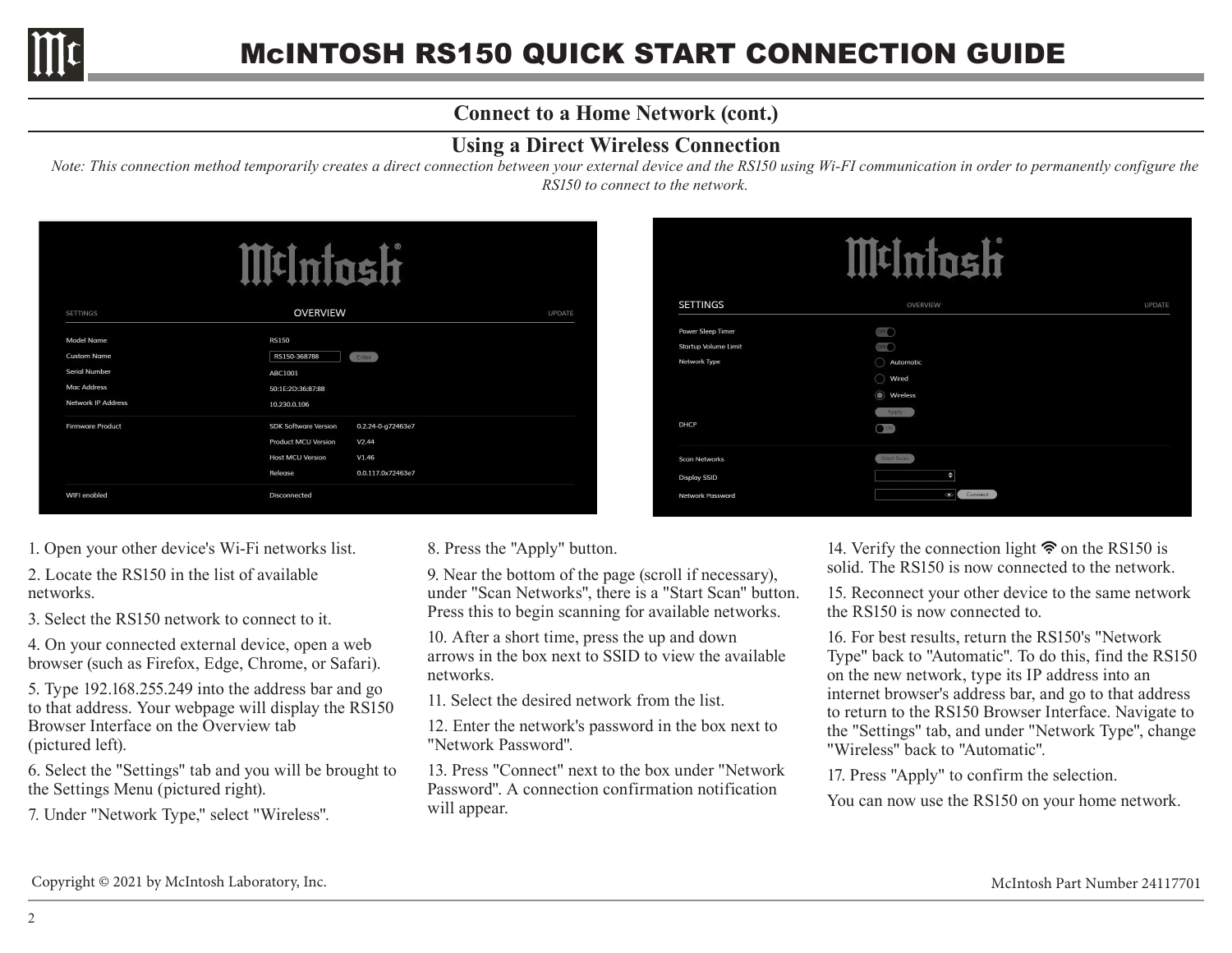# McINTOSH RS150 QUICK START CONNECTION GUIDE

## Connect to a Home Network (cont.)

## Using a Direct Wireless Connection

*Note: This connection method temporarily creates a direct connection between your external device and the RS150 using Wi-FI communication in order to permanently configure the RS150 to connect to the network.*

1. Open your other device's Wi-Fi networks list.

2. Locate the RS150 in the list of available networks.

3. Select the RS150 network to connect to it.

4. On your connected external device, open a web browser (such as Firefox, Edge, Chrome, or Safari).

5. Type 192.168.255.249 into the address bar and go to that address. Your webpage will display the RS150 Browser Interface on the Overview tab (pictured left).

6. Select the "Settings" tab and you will be brought to the Settings Menu (pictured right).

7. Under "Network Type," select "Wireless".

8. Press the "Apply" button.

9. Near the bottom of the page (scroll if necessary), under "Scan Networks", there is a "Start Scan" button. Press this to begin scanning for available networks.

10. After a short time, press the up and down arrows in the box next to SSID to view the available networks.

11. Select the desired network from the list.

12. Enter the network's password in the box next to "Network Password".

13. Press "Connect" next to the box under "Network Password". A connection confirmation notification will appear.

14. Verify the connection light on the RS150 is solid. The RS150 is now connected to the network.

15. Reconnect your other device to the same network the RS150 is now connected to.

16. For best results, return the RS150's "Network Type" back to "Automatic". To do this, find the RS150 on the new network, type its IP address into an internet browser's address bar, and go to that address to return to the RS150 Browser Interface. Navigate to the "Settings" tab, and under "Network Type", change "Wireless" back to "Automatic".

17. Press "Apply" to confirm the selection.

You can now use the RS150 on your home network.

Copyright © 2021 by McIntosh Laboratory, Inc.

McIntosh Part Number 24117701